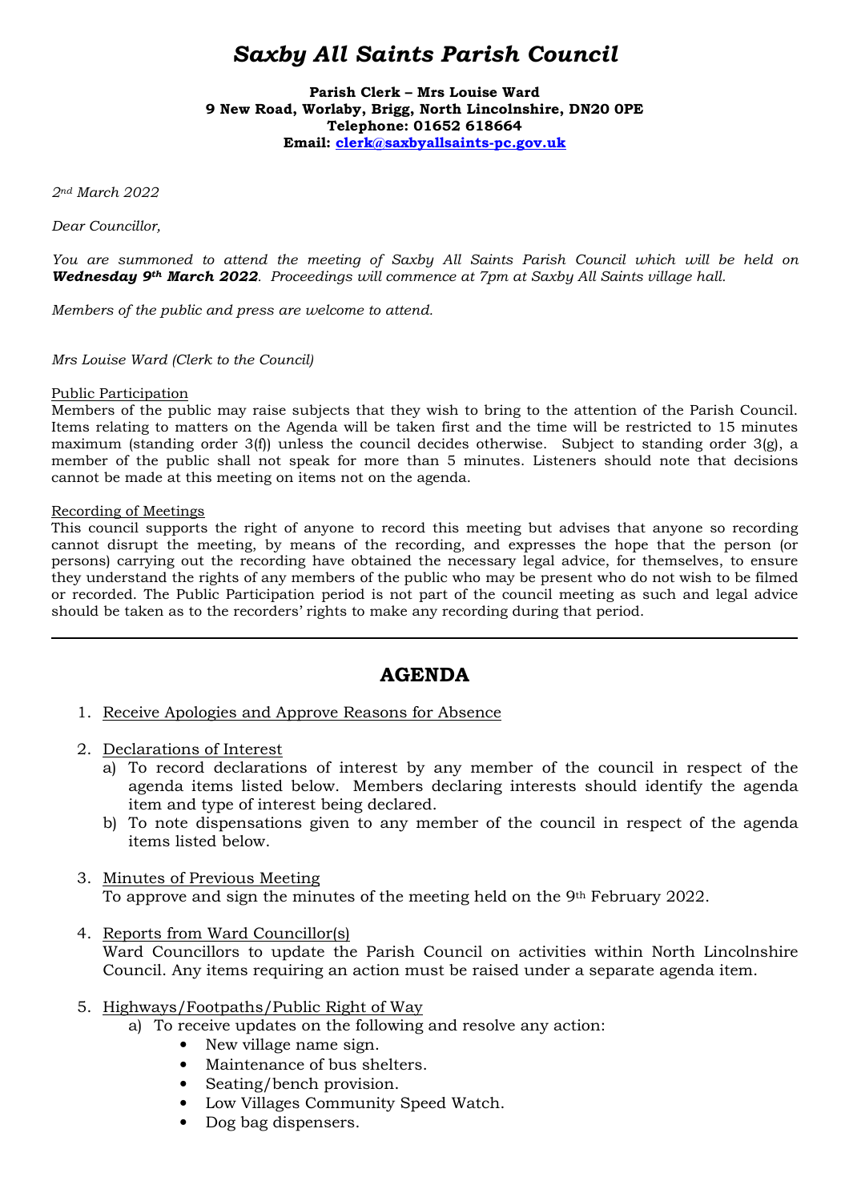# *Saxby All Saints Parish Council*

**Parish Clerk – Mrs Louise Ward**
**9 New Road, Worlaby, Brigg, North Lincolnshire, DN20 0PE**
**Telephone: 01652 618664**
**Email: clerk@saxbyallsaints-pc.gov.uk**

*2nd March 2022*

*Dear Councillor,*

*You are summoned to attend the meeting of Saxby All Saints Parish Council which will be held on **Wednesday 9th March 2022**. Proceedings will commence at 7pm at Saxby All Saints village hall.*

*Members of the public and press are welcome to attend.*

*Mrs Louise Ward (Clerk to the Council)*

Public Participation
Members of the public may raise subjects that they wish to bring to the attention of the Parish Council. Items relating to matters on the Agenda will be taken first and the time will be restricted to 15 minutes maximum (standing order 3(f)) unless the council decides otherwise. Subject to standing order 3(g), a member of the public shall not speak for more than 5 minutes. Listeners should note that decisions cannot be made at this meeting on items not on the agenda.

Recording of Meetings
This council supports the right of anyone to record this meeting but advises that anyone so recording cannot disrupt the meeting, by means of the recording, and expresses the hope that the person (or persons) carrying out the recording have obtained the necessary legal advice, for themselves, to ensure they understand the rights of any members of the public who may be present who do not wish to be filmed or recorded. The Public Participation period is not part of the council meeting as such and legal advice should be taken as to the recorders' rights to make any recording during that period.

---

## AGENDA

1. Receive Apologies and Approve Reasons for Absence

2. Declarations of Interest
   a) To record declarations of interest by any member of the council in respect of the agenda items listed below. Members declaring interests should identify the agenda item and type of interest being declared.
   b) To note dispensations given to any member of the council in respect of the agenda items listed below.

3. Minutes of Previous Meeting
   To approve and sign the minutes of the meeting held on the 9th February 2022.

4. Reports from Ward Councillor(s)
   Ward Councillors to update the Parish Council on activities within North Lincolnshire Council. Any items requiring an action must be raised under a separate agenda item.

5. Highways/Footpaths/Public Right of Way
   a) To receive updates on the following and resolve any action:
      - New village name sign.
      - Maintenance of bus shelters.
      - Seating/bench provision.
      - Low Villages Community Speed Watch.
      - Dog bag dispensers.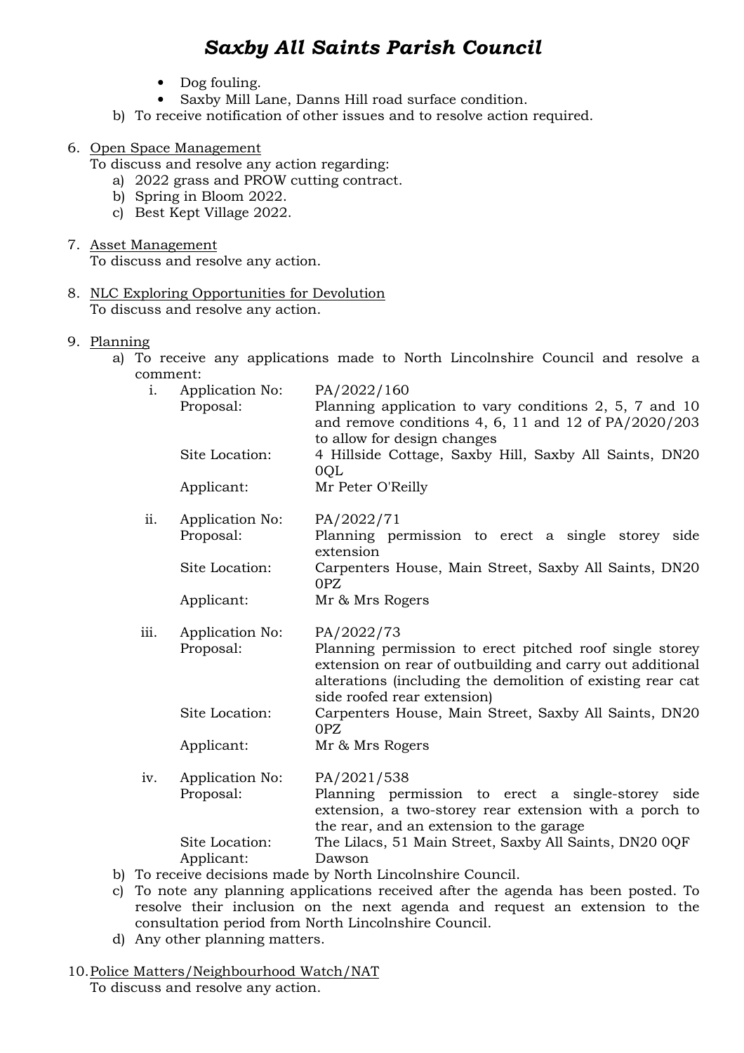- Dog fouling.
- Saxby Mill Lane, Danns Hill road surface condition.

b) To receive notification of other issues and to resolve action required.

6. Open Space Management
   To discuss and resolve any action regarding:
   a) 2022 grass and PROW cutting contract.
   b) Spring in Bloom 2022.
   c) Best Kept Village 2022.

7. Asset Management
   To discuss and resolve any action.

8. NLC Exploring Opportunities for Devolution
   To discuss and resolve any action.

9. Planning
   a) To receive any applications made to North Lincolnshire Council and resolve a comment:

      i. Application No: PA/2022/160
         Proposal: Planning application to vary conditions 2, 5, 7 and 10 and remove conditions 4, 6, 11 and 12 of PA/2020/203 to allow for design changes
         Site Location: 4 Hillside Cottage, Saxby Hill, Saxby All Saints, DN20 0QL
         Applicant: Mr Peter O'Reilly

      ii. Application No: PA/2022/71
          Proposal: Planning permission to erect a single storey side extension
          Site Location: Carpenters House, Main Street, Saxby All Saints, DN20 0PZ
          Applicant: Mr & Mrs Rogers

      iii. Application No: PA/2022/73
           Proposal: Planning permission to erect pitched roof single storey extension on rear of outbuilding and carry out additional alterations (including the demolition of existing rear cat side roofed rear extension)
           Site Location: Carpenters House, Main Street, Saxby All Saints, DN20 0PZ
           Applicant: Mr & Mrs Rogers

      iv. Application No: PA/2021/538
          Proposal: Planning permission to erect a single-storey side extension, a two-storey rear extension with a porch to the rear, and an extension to the garage
          Site Location: The Lilacs, 51 Main Street, Saxby All Saints, DN20 0QF
          Applicant: Dawson

   b) To receive decisions made by North Lincolnshire Council.
   c) To note any planning applications received after the agenda has been posted. To resolve their inclusion on the next agenda and request an extension to the consultation period from North Lincolnshire Council.
   d) Any other planning matters.

10. Police Matters/Neighbourhood Watch/NAT
    To discuss and resolve any action.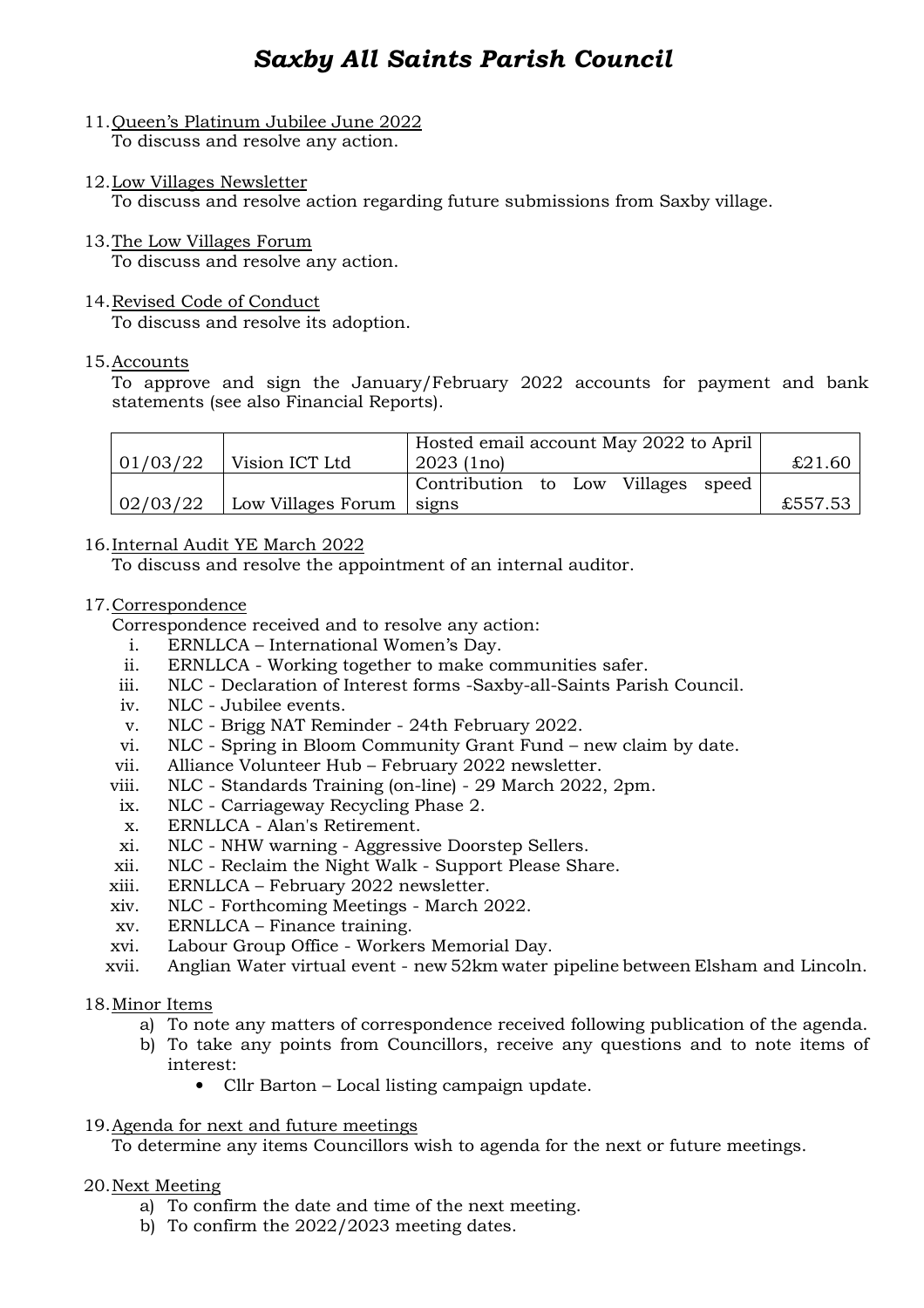# *Saxby All Saints Parish Council*

11. Queen's Platinum Jubilee June 2022
    To discuss and resolve any action.

12. Low Villages Newsletter
    To discuss and resolve action regarding future submissions from Saxby village.

13. The Low Villages Forum
    To discuss and resolve any action.

14. Revised Code of Conduct
    To discuss and resolve its adoption.

15. Accounts
    To approve and sign the January/February 2022 accounts for payment and bank statements (see also Financial Reports).

| | | | |
|---|---|---|---|
| 01/03/22 | Vision ICT Ltd | Hosted email account May 2022 to April 2023 (1no) | £21.60 |
| 02/03/22 | Low Villages Forum | Contribution to Low Villages speed signs | £557.53 |

16. Internal Audit YE March 2022
    To discuss and resolve the appointment of an internal auditor.

17. Correspondence
    Correspondence received and to resolve any action:
    i. ERNLLCA – International Women's Day.
    ii. ERNLLCA - Working together to make communities safer.
    iii. NLC - Declaration of Interest forms -Saxby-all-Saints Parish Council.
    iv. NLC - Jubilee events.
    v. NLC - Brigg NAT Reminder - 24th February 2022.
    vi. NLC - Spring in Bloom Community Grant Fund – new claim by date.
    vii. Alliance Volunteer Hub – February 2022 newsletter.
    viii. NLC - Standards Training (on-line) - 29 March 2022, 2pm.
    ix. NLC - Carriageway Recycling Phase 2.
    x. ERNLLCA - Alan's Retirement.
    xi. NLC - NHW warning - Aggressive Doorstep Sellers.
    xii. NLC - Reclaim the Night Walk - Support Please Share.
    xiii. ERNLLCA – February 2022 newsletter.
    xiv. NLC - Forthcoming Meetings - March 2022.
    xv. ERNLLCA – Finance training.
    xvi. Labour Group Office - Workers Memorial Day.
    xvii. Anglian Water virtual event - new 52km water pipeline between Elsham and Lincoln.

18. Minor Items
    a) To note any matters of correspondence received following publication of the agenda.
    b) To take any points from Councillors, receive any questions and to note items of interest:
       - Cllr Barton – Local listing campaign update.

19. Agenda for next and future meetings
    To determine any items Councillors wish to agenda for the next or future meetings.

20. Next Meeting
    a) To confirm the date and time of the next meeting.
    b) To confirm the 2022/2023 meeting dates.